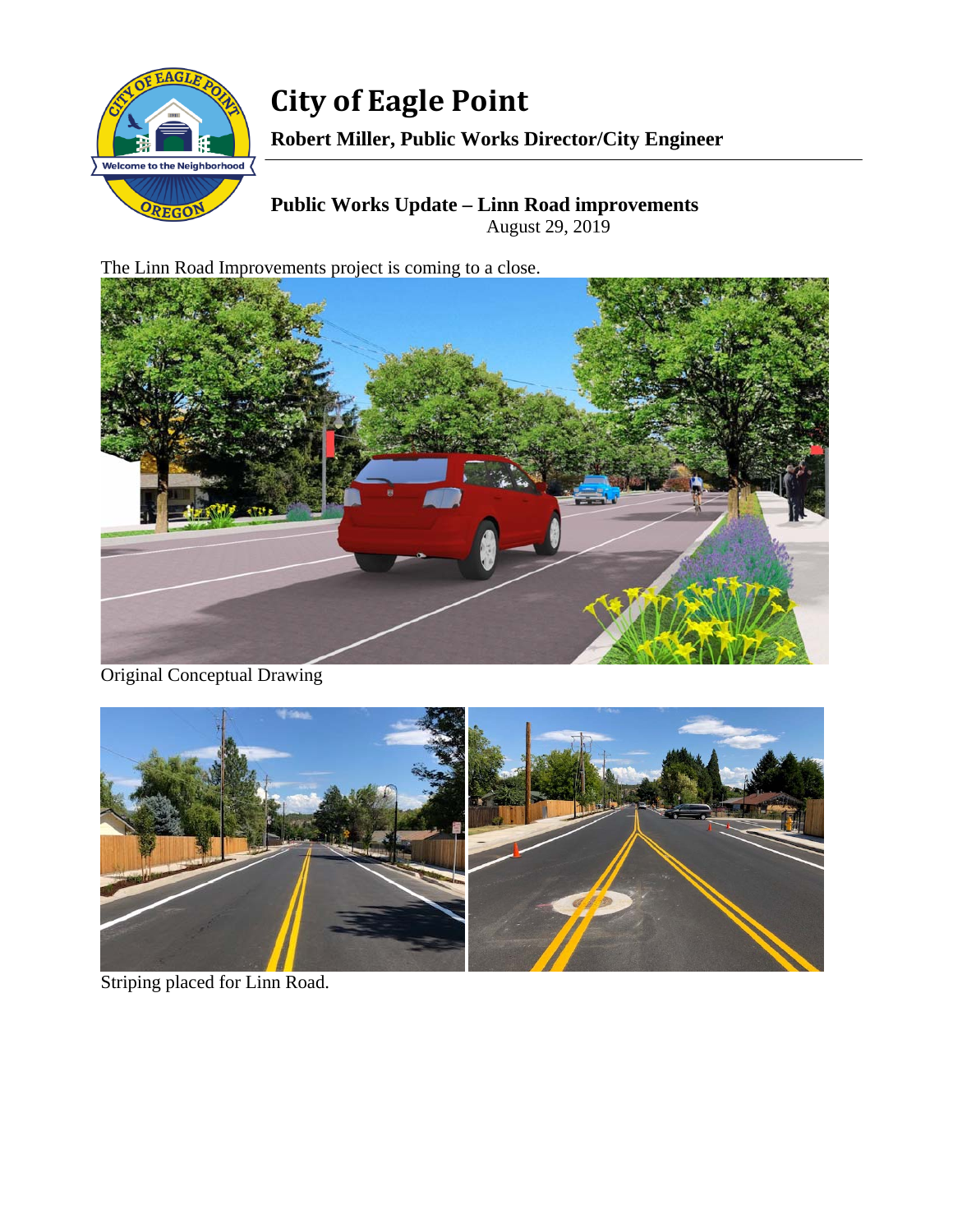# City of Eagle Point

**Robert Miller, Public Works Director/City Engineer**

## Public Works Update – Linn Road improvements

August 29, 2019

The Linn Road Improvements project is coming to a close.

Original Conceptual Drawing

Striping placed for Linn Road.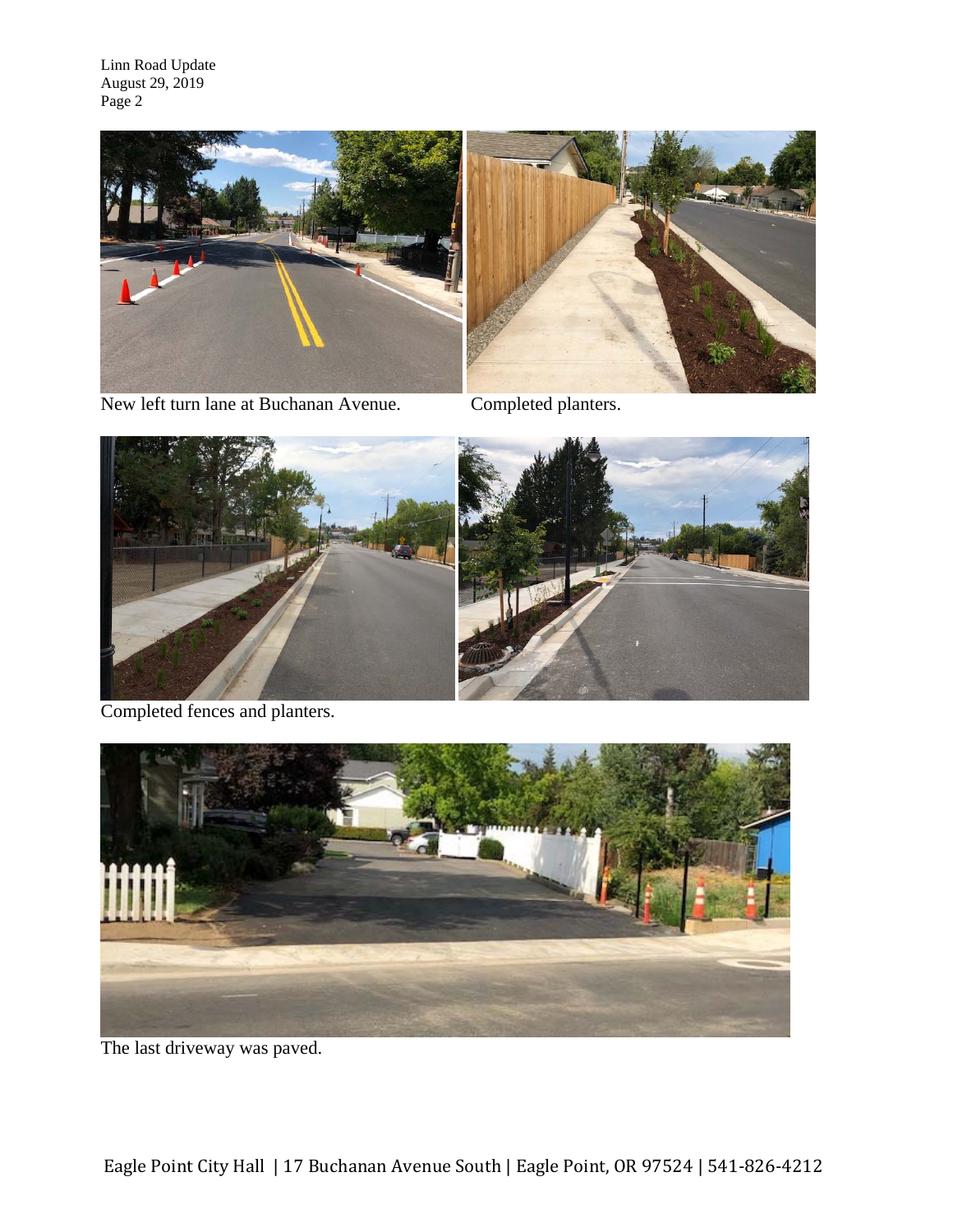New left turn lane at Buchanan Avenue.

Completed planters.

Completed fences and planters.

The last driveway was paved.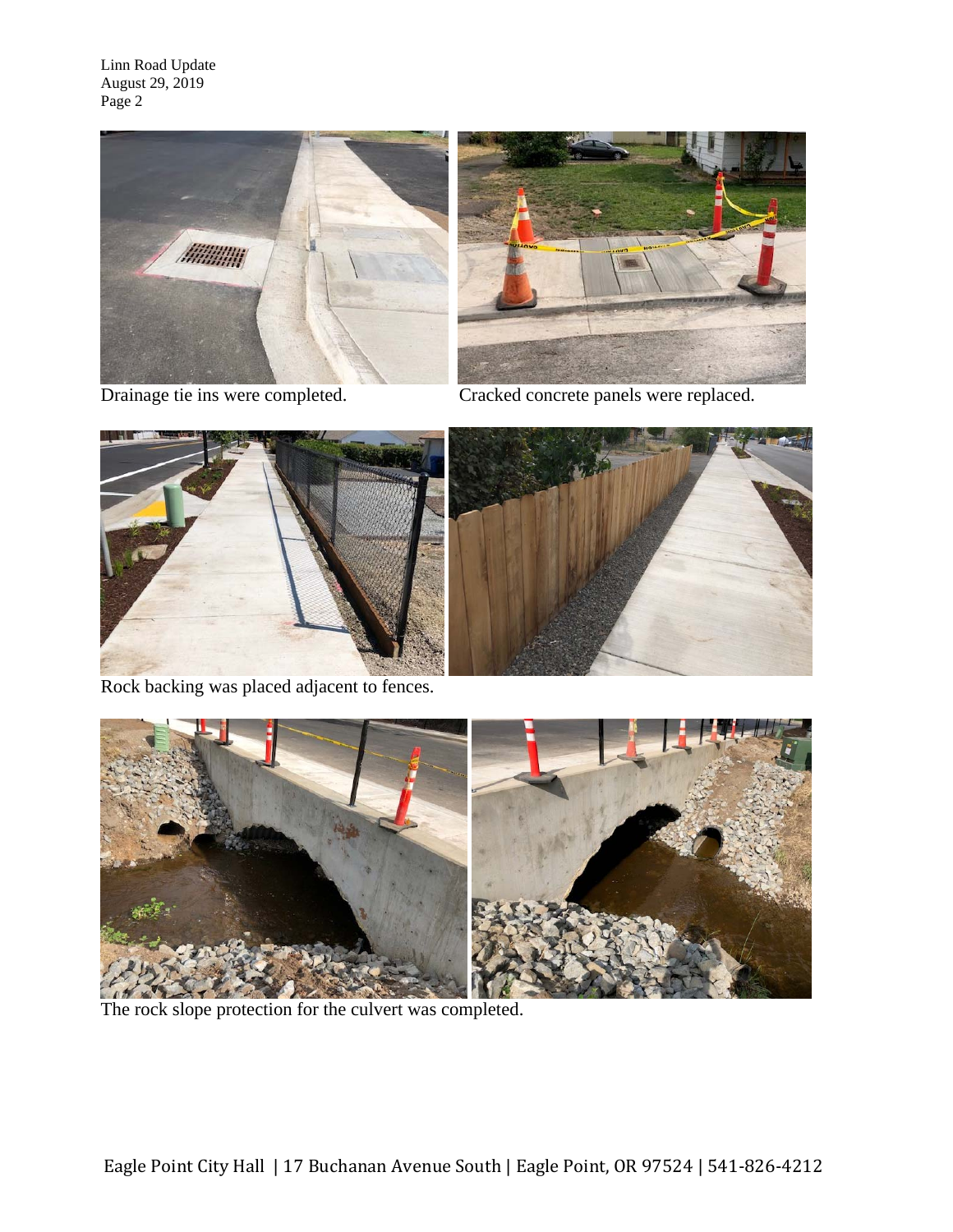Drainage tie ins were completed.

Cracked concrete panels were replaced.

Rock backing was placed adjacent to fences.

The rock slope protection for the culvert was completed.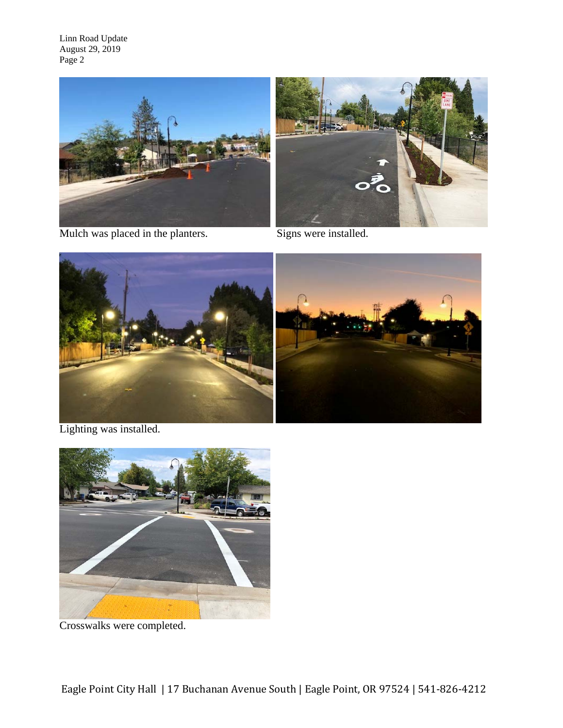Mulch was placed in the planters.

Signs were installed.

Lighting was installed.

Crosswalks were completed.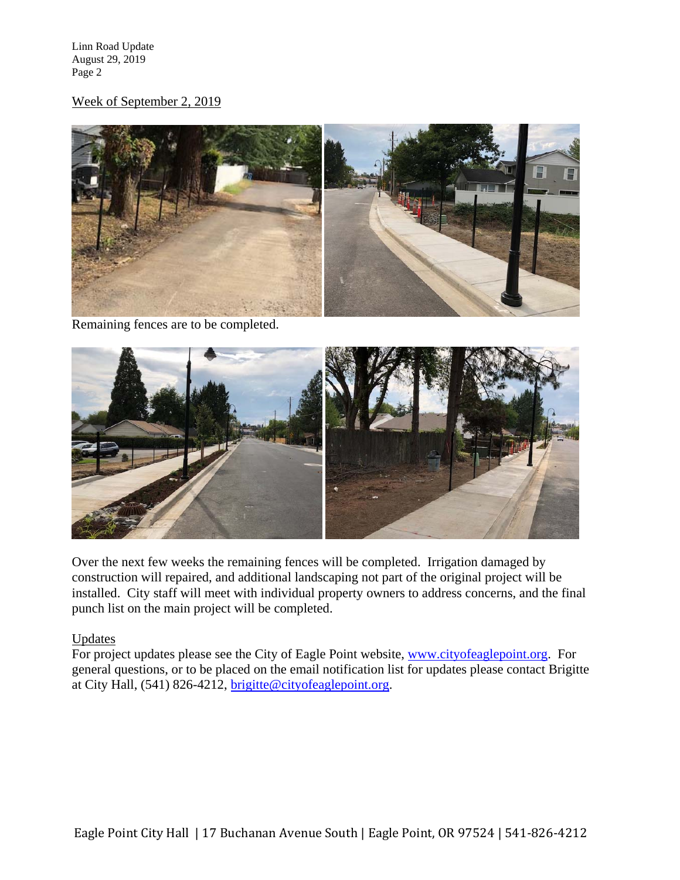Week of September 2, 2019

Remaining fences are to be completed.

Over the next few weeks the remaining fences will be completed. Irrigation damaged by construction will repaired, and additional landscaping not part of the original project will be installed. City staff will meet with individual property owners to address concerns, and the final punch list on the main project will be completed.

Updates

For project updates please see the City of Eagle Point website, [www.cityofeaglepoint.org](http://www.cityofeaglepoint.org). For general questions, or to be placed on the email notification list for updates please contact Brigitte at City Hall, (541) 826-4212, [brigitte@cityofeaglepoint.org](mailto:brigitte@cityofeaglepoint.org).